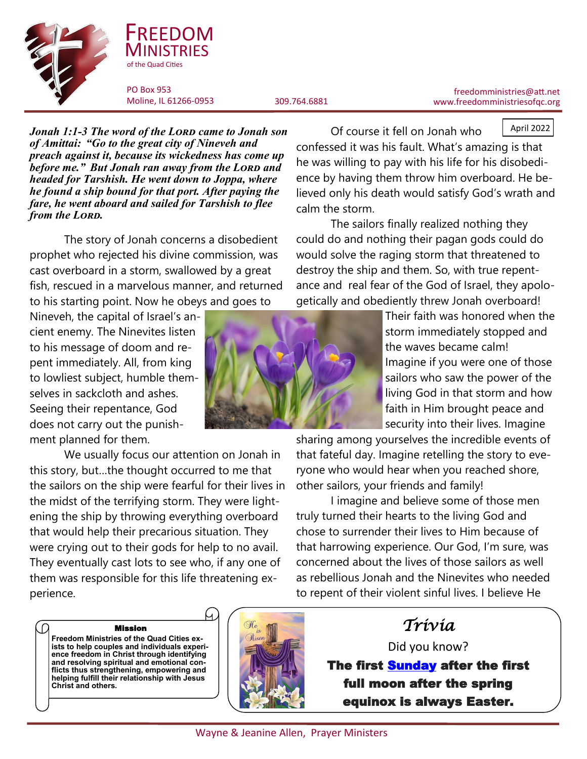# FREEDOM MINISTRIES

of the Quad Cities

PO Box 953
Moline, IL 61266-0953

309.764.6881

freedomministries@att.net
www.freedomministriesofqc.org

April 2022

***Jonah 1:1-3 The word of the LORD came to Jonah son of Amittai: "Go to the great city of Nineveh and preach against it, because its wickedness has come up before me." But Jonah ran away from the LORD and headed for Tarshish. He went down to Joppa, where he found a ship bound for that port. After paying the fare, he went aboard and sailed for Tarshish to flee from the LORD.***

The story of Jonah concerns a disobedient prophet who rejected his divine commission, was cast overboard in a storm, swallowed by a great fish, rescued in a marvelous manner, and returned to his starting point. Now he obeys and goes to Nineveh, the capital of Israel's ancient enemy. The Ninevites listen to his message of doom and repent immediately. All, from king to lowliest subject, humble themselves in sackcloth and ashes. Seeing their repentance, God does not carry out the punishment planned for them.

We usually focus our attention on Jonah in this story, but…the thought occurred to me that the sailors on the ship were fearful for their lives in the midst of the terrifying storm. They were lightening the ship by throwing everything overboard that would help their precarious situation. They were crying out to their gods for help to no avail. They eventually cast lots to see who, if any one of them was responsible for this life threatening experience.

Of course it fell on Jonah who confessed it was his fault. What's amazing is that he was willing to pay with his life for his disobedience by having them throw him overboard. He believed only his death would satisfy God's wrath and calm the storm.

The sailors finally realized nothing they could do and nothing their pagan gods could do would solve the raging storm that threatened to destroy the ship and them. So, with true repentance and real fear of the God of Israel, they apologetically and obediently threw Jonah overboard! Their faith was honored when the storm immediately stopped and the waves became calm! Imagine if you were one of those sailors who saw the power of the living God in that storm and how faith in Him brought peace and security into their lives. Imagine sharing among yourselves the incredible events of that fateful day. Imagine retelling the story to everyone who would hear when you reached shore, other sailors, your friends and family!

I imagine and believe some of those men truly turned their hearts to the living God and chose to surrender their lives to Him because of that harrowing experience. Our God, I'm sure, was concerned about the lives of those sailors as well as rebellious Jonah and the Ninevites who needed to repent of their violent sinful lives. I believe He

**Mission**

**Freedom Ministries of the Quad Cities exists to help couples and individuals experience freedom in Christ through identifying and resolving spiritual and emotional conflicts thus strengthening, empowering and helping fulfill their relationship with Jesus Christ and others.**

## *Trivia*

Did you know?

**The first Sunday after the first full moon after the spring equinox is always Easter.**

Wayne & Jeanine Allen, Prayer Ministers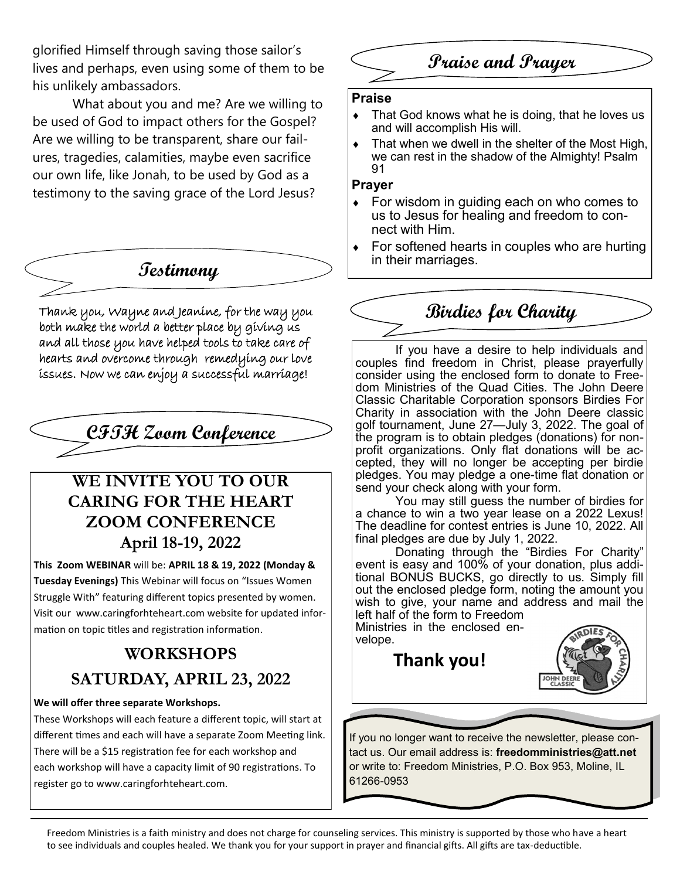glorified Himself through saving those sailor's lives and perhaps, even using some of them to be his unlikely ambassadors.

What about you and me? Are we willing to be used of God to impact others for the Gospel? Are we willing to be transparent, share our failures, tragedies, calamities, maybe even sacrifice our own life, like Jonah, to be used by God as a testimony to the saving grace of the Lord Jesus?

## Testimony

Thank you, Wayne and Jeanine, for the way you both make the world a better place by giving us and all those you have helped tools to take care of hearts and overcome through remedying our love issues. Now we can enjoy a successful marriage!

## CFTH Zoom Conference

### WE INVITE YOU TO OUR CARING FOR THE HEART ZOOM CONFERENCE April 18-19, 2022

**This Zoom WEBINAR** will be: **APRIL 18 & 19, 2022 (Monday & Tuesday Evenings)** This Webinar will focus on "Issues Women Struggle With" featuring different topics presented by women. Visit our www.caringforhteheart.com website for updated information on topic titles and registration information.

### WORKSHOPS SATURDAY, APRIL 23, 2022

**We will offer three separate Workshops.**

These Workshops will each feature a different topic, will start at different times and each will have a separate Zoom Meeting link. There will be a $15 registration fee for each workshop and each workshop will have a capacity limit of 90 registrations. To register go to www.caringforhteheart.com.

## Praise and Prayer

**Praise**

- That God knows what he is doing, that he loves us and will accomplish His will.
- That when we dwell in the shelter of the Most High, we can rest in the shadow of the Almighty! Psalm 91

**Prayer**

- For wisdom in guiding each on who comes to us to Jesus for healing and freedom to connect with Him.
- For softened hearts in couples who are hurting in their marriages.

## Birdies for Charity

If you have a desire to help individuals and couples find freedom in Christ, please prayerfully consider using the enclosed form to donate to Freedom Ministries of the Quad Cities. The John Deere Classic Charitable Corporation sponsors Birdies For Charity in association with the John Deere classic golf tournament, June 27—July 3, 2022. The goal of the program is to obtain pledges (donations) for non-profit organizations. Only flat donations will be accepted, they will no longer be accepting per birdie pledges. You may pledge a one-time flat donation or send your check along with your form.

You may still guess the number of birdies for a chance to win a two year lease on a 2022 Lexus! The deadline for contest entries is June 10, 2022. All final pledges are due by July 1, 2022.

Donating through the "Birdies For Charity" event is easy and 100% of your donation, plus additional BONUS BUCKS, go directly to us. Simply fill out the enclosed pledge form, noting the amount you wish to give, your name and address and mail the left half of the form to Freedom Ministries in the enclosed envelope.

**Thank you!**

If you no longer want to receive the newsletter, please contact us. Our email address is: **freedomministries@att.net** or write to: Freedom Ministries, P.O. Box 953, Moline, IL 61266-0953

Freedom Ministries is a faith ministry and does not charge for counseling services. This ministry is supported by those who have a heart to see individuals and couples healed. We thank you for your support in prayer and financial gifts. All gifts are tax-deductible.